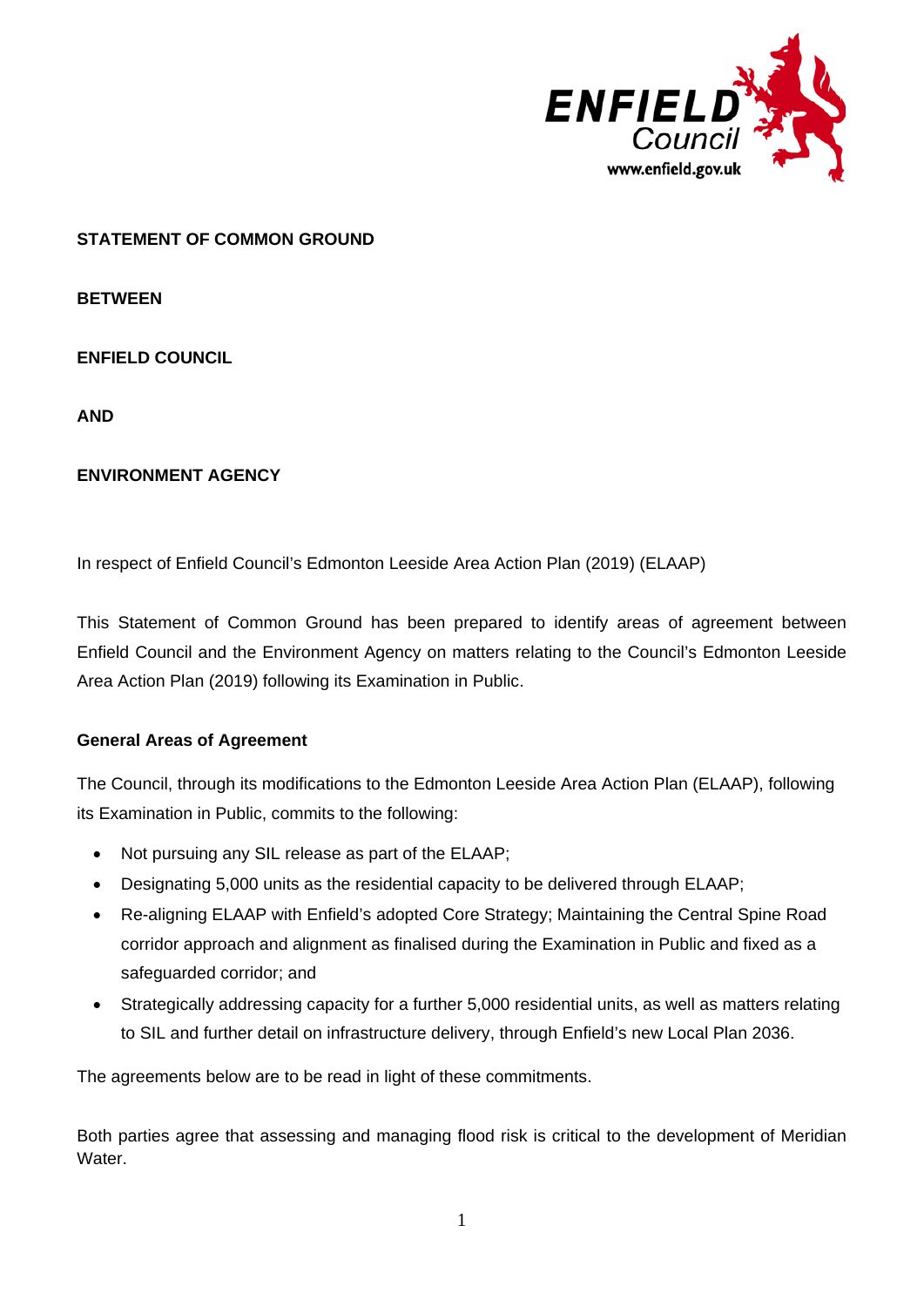**STATEMENT OF COMMON GROUND**

**BETWEEN**

**ENFIELD COUNCIL**

**AND**

**ENVIRONMENT AGENCY**

In respect of Enfield Council's Edmonton Leeside Area Action Plan (2019) (ELAAP)

This Statement of Common Ground has been prepared to identify areas of agreement between Enfield Council and the Environment Agency on matters relating to the Council's Edmonton Leeside Area Action Plan (2019) following its Examination in Public.

**General Areas of Agreement**

The Council, through its modifications to the Edmonton Leeside Area Action Plan (ELAAP), following its Examination in Public, commits to the following:

- Not pursuing any SIL release as part of the ELAAP;
- Designating 5,000 units as the residential capacity to be delivered through ELAAP;
- Re-aligning ELAAP with Enfield's adopted Core Strategy; Maintaining the Central Spine Road corridor approach and alignment as finalised during the Examination in Public and fixed as a safeguarded corridor; and
- Strategically addressing capacity for a further 5,000 residential units, as well as matters relating to SIL and further detail on infrastructure delivery, through Enfield's new Local Plan 2036.

The agreements below are to be read in light of these commitments.

Both parties agree that assessing and managing flood risk is critical to the development of Meridian Water.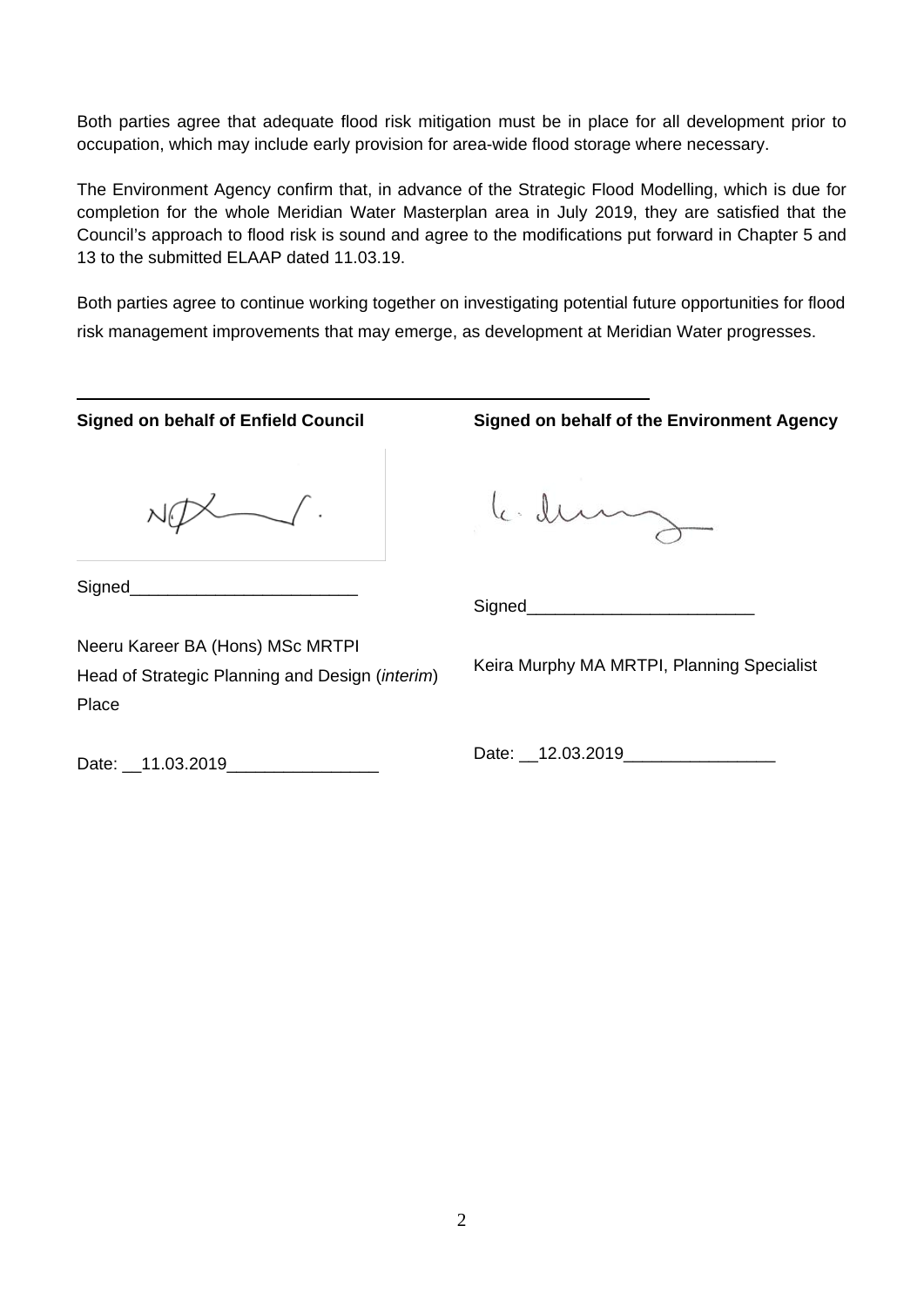Both parties agree that adequate flood risk mitigation must be in place for all development prior to occupation, which may include early provision for area-wide flood storage where necessary.

The Environment Agency confirm that, in advance of the Strategic Flood Modelling, which is due for completion for the whole Meridian Water Masterplan area in July 2019, they are satisfied that the Council's approach to flood risk is sound and agree to the modifications put forward in Chapter 5 and 13 to the submitted ELAAP dated 11.03.19.

Both parties agree to continue working together on investigating potential future opportunities for flood risk management improvements that may emerge, as development at Meridian Water progresses.

---

**Signed on behalf of Enfield Council**

Signed________________________

Neeru Kareer BA (Hons) MSc MRTPI
Head of Strategic Planning and Design (*interim*)
Place

Date: __11.03.2019________________

**Signed on behalf of the Environment Agency**

Signed________________________

Keira Murphy MA MRTPI, Planning Specialist

Date: __12.03.2019________________